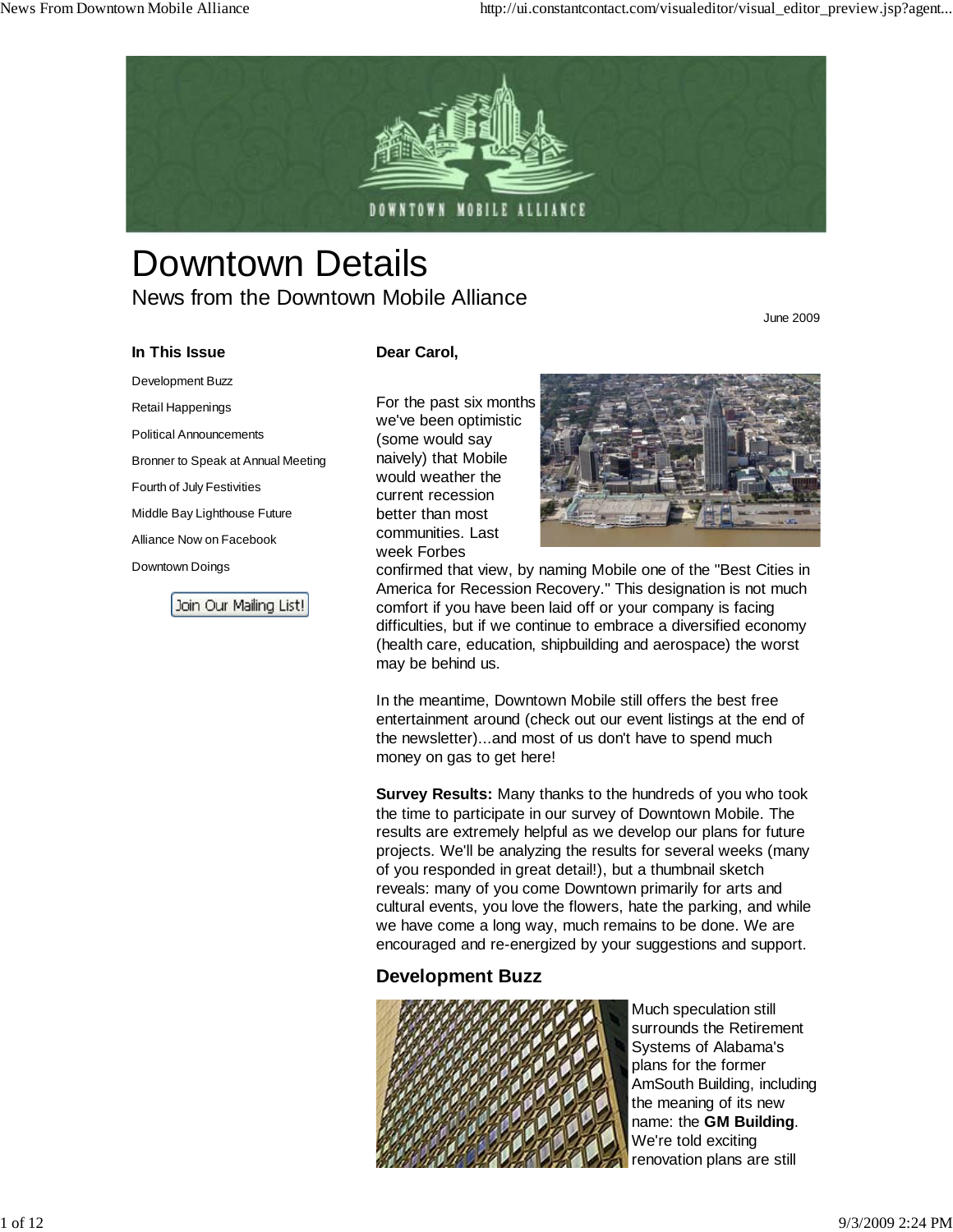# Downtown Details

## News from the Downtown Mobile Alliance

June 2009

**In This Issue**

- Development Buzz
- Retail Happenings
- Political Announcements
- Bronner to Speak at Annual Meeting
- Fourth of July Festivities
- Middle Bay Lighthouse Future
- Alliance Now on Facebook
- Downtown Doings

**Dear Carol,**

For the past six months we've been optimistic (some would say naively) that Mobile would weather the current recession better than most communities. Last week Forbes confirmed that view, by naming Mobile one of the "Best Cities in America for Recession Recovery." This designation is not much comfort if you have been laid off or your company is facing difficulties, but if we continue to embrace a diversified economy (health care, education, shipbuilding and aerospace) the worst may be behind us.

In the meantime, Downtown Mobile still offers the best free entertainment around (check out our event listings at the end of the newsletter)...and most of us don't have to spend much money on gas to get here!

**Survey Results:** Many thanks to the hundreds of you who took the time to participate in our survey of Downtown Mobile. The results are extremely helpful as we develop our plans for future projects. We'll be analyzing the results for several weeks (many of you responded in great detail!), but a thumbnail sketch reveals: many of you come Downtown primarily for arts and cultural events, you love the flowers, hate the parking, and while we have come a long way, much remains to be done. We are encouraged and re-energized by your suggestions and support.

## Development Buzz

Much speculation still surrounds the Retirement Systems of Alabama's plans for the former AmSouth Building, including the meaning of its new name: the **GM Building**. We're told exciting renovation plans are still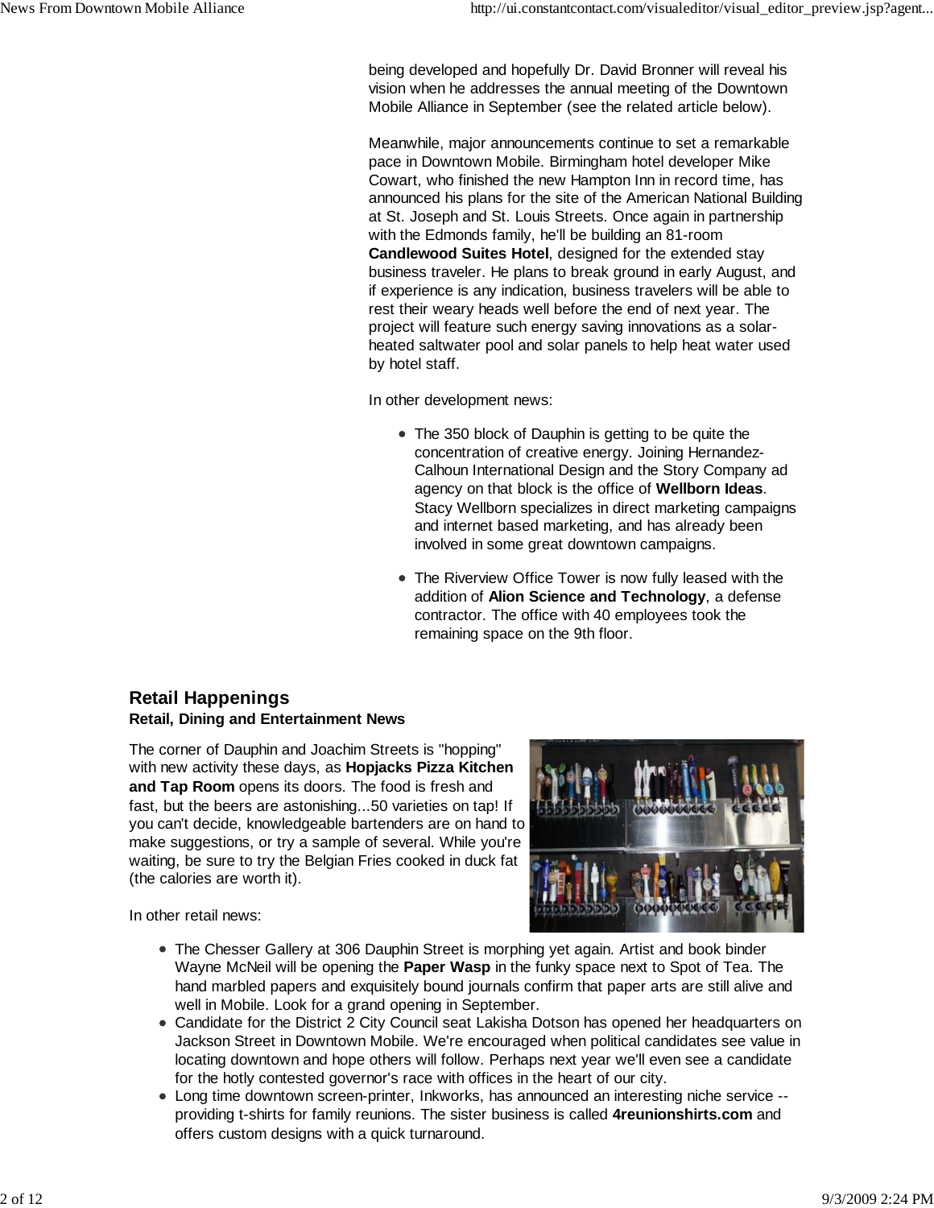being developed and hopefully Dr. David Bronner will reveal his vision when he addresses the annual meeting of the Downtown Mobile Alliance in September (see the related article below).

Meanwhile, major announcements continue to set a remarkable pace in Downtown Mobile. Birmingham hotel developer Mike Cowart, who finished the new Hampton Inn in record time, has announced his plans for the site of the American National Building at St. Joseph and St. Louis Streets. Once again in partnership with the Edmonds family, he'll be building an 81-room **Candlewood Suites Hotel**, designed for the extended stay business traveler. He plans to break ground in early August, and if experience is any indication, business travelers will be able to rest their weary heads well before the end of next year. The project will feature such energy saving innovations as a solar-heated saltwater pool and solar panels to help heat water used by hotel staff.

In other development news:

- The 350 block of Dauphin is getting to be quite the concentration of creative energy. Joining Hernandez-Calhoun International Design and the Story Company ad agency on that block is the office of **Wellborn Ideas**. Stacy Wellborn specializes in direct marketing campaigns and internet based marketing, and has already been involved in some great downtown campaigns.

- The Riverview Office Tower is now fully leased with the addition of **Alion Science and Technology**, a defense contractor. The office with 40 employees took the remaining space on the 9th floor.

## Retail Happenings

**Retail, Dining and Entertainment News**

The corner of Dauphin and Joachim Streets is "hopping" with new activity these days, as **Hopjacks Pizza Kitchen and Tap Room** opens its doors. The food is fresh and fast, but the beers are astonishing...50 varieties on tap! If you can't decide, knowledgeable bartenders are on hand to make suggestions, or try a sample of several. While you're waiting, be sure to try the Belgian Fries cooked in duck fat (the calories are worth it).

In other retail news:

- The Chesser Gallery at 306 Dauphin Street is morphing yet again. Artist and book binder Wayne McNeil will be opening the **Paper Wasp** in the funky space next to Spot of Tea. The hand marbled papers and exquisitely bound journals confirm that paper arts are still alive and well in Mobile. Look for a grand opening in September.
- Candidate for the District 2 City Council seat Lakisha Dotson has opened her headquarters on Jackson Street in Downtown Mobile. We're encouraged when political candidates see value in locating downtown and hope others will follow. Perhaps next year we'll even see a candidate for the hotly contested governor's race with offices in the heart of our city.
- Long time downtown screen-printer, Inkworks, has announced an interesting niche service -- providing t-shirts for family reunions. The sister business is called **4reunionshirts.com** and offers custom designs with a quick turnaround.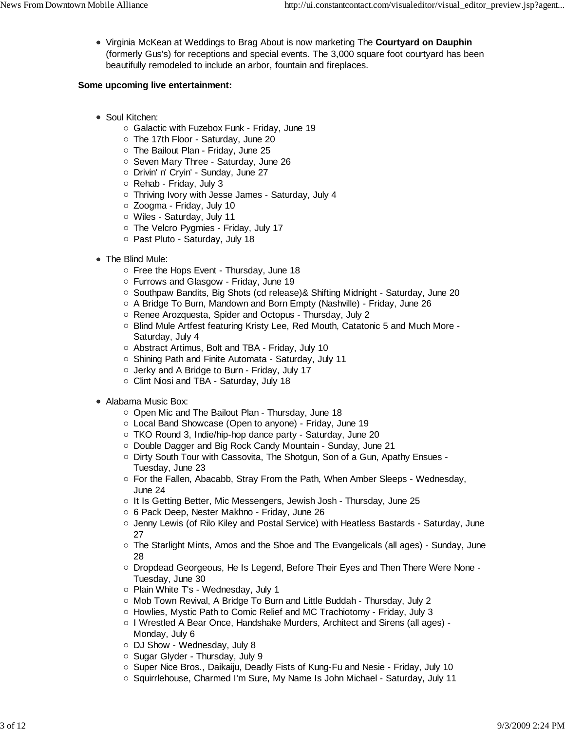- Virginia McKean at Weddings to Brag About is now marketing The **Courtyard on Dauphin** (formerly Gus's) for receptions and special events. The 3,000 square foot courtyard has been beautifully remodeled to include an arbor, fountain and fireplaces.

**Some upcoming live entertainment:**

- Soul Kitchen:
  - Galactic with Fuzebox Funk - Friday, June 19
  - The 17th Floor - Saturday, June 20
  - The Bailout Plan - Friday, June 25
  - Seven Mary Three - Saturday, June 26
  - Drivin' n' Cryin' - Sunday, June 27
  - Rehab - Friday, July 3
  - Thriving Ivory with Jesse James - Saturday, July 4
  - Zoogma - Friday, July 10
  - Wiles - Saturday, July 11
  - The Velcro Pygmies - Friday, July 17
  - Past Pluto - Saturday, July 18
- The Blind Mule:
  - Free the Hops Event - Thursday, June 18
  - Furrows and Glasgow - Friday, June 19
  - Southpaw Bandits, Big Shots (cd release)& Shifting Midnight - Saturday, June 20
  - A Bridge To Burn, Mandown and Born Empty (Nashville) - Friday, June 26
  - Renee Arozquesta, Spider and Octopus - Thursday, July 2
  - Blind Mule Artfest featuring Kristy Lee, Red Mouth, Catatonic 5 and Much More - Saturday, July 4
  - Abstract Artimus, Bolt and TBA - Friday, July 10
  - Shining Path and Finite Automata - Saturday, July 11
  - Jerky and A Bridge to Burn - Friday, July 17
  - Clint Niosi and TBA - Saturday, July 18
- Alabama Music Box:
  - Open Mic and The Bailout Plan - Thursday, June 18
  - Local Band Showcase (Open to anyone) - Friday, June 19
  - TKO Round 3, Indie/hip-hop dance party - Saturday, June 20
  - Double Dagger and Big Rock Candy Mountain - Sunday, June 21
  - Dirty South Tour with Cassovita, The Shotgun, Son of a Gun, Apathy Ensues - Tuesday, June 23
  - For the Fallen, Abacabb, Stray From the Path, When Amber Sleeps - Wednesday, June 24
  - It Is Getting Better, Mic Messengers, Jewish Josh - Thursday, June 25
  - 6 Pack Deep, Nester Makhno - Friday, June 26
  - Jenny Lewis (of Rilo Kiley and Postal Service) with Heatless Bastards - Saturday, June 27
  - The Starlight Mints, Amos and the Shoe and The Evangelicals (all ages) - Sunday, June 28
  - Dropdead Georgeous, He Is Legend, Before Their Eyes and Then There Were None - Tuesday, June 30
  - Plain White T's - Wednesday, July 1
  - Mob Town Revival, A Bridge To Burn and Little Buddah - Thursday, July 2
  - Howlies, Mystic Path to Comic Relief and MC Trachiotomy - Friday, July 3
  - I Wrestled A Bear Once, Handshake Murders, Architect and Sirens (all ages) - Monday, July 6
  - DJ Show - Wednesday, July 8
  - Sugar Glyder - Thursday, July 9
  - Super Nice Bros., Daikaiju, Deadly Fists of Kung-Fu and Nesie - Friday, July 10
  - Squirrlehouse, Charmed I'm Sure, My Name Is John Michael - Saturday, July 11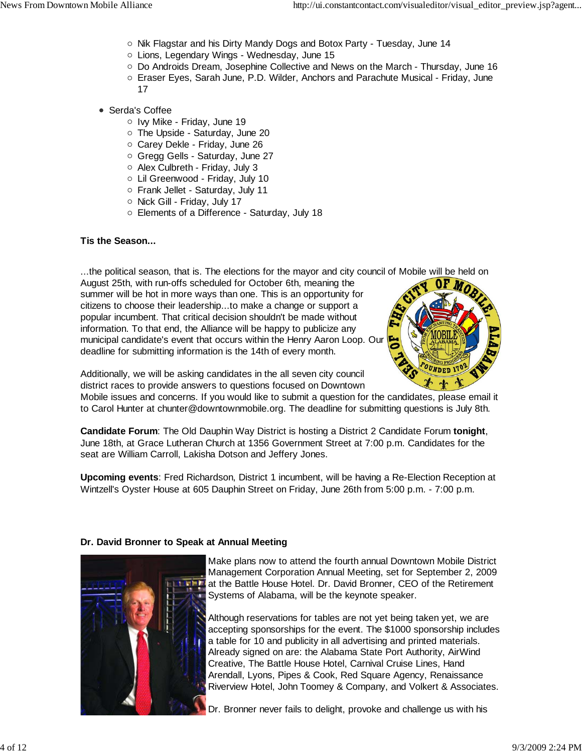- Nik Flagstar and his Dirty Mandy Dogs and Botox Party - Tuesday, June 14
  - Lions, Legendary Wings - Wednesday, June 15
  - Do Androids Dream, Josephine Collective and News on the March - Thursday, June 16
  - Eraser Eyes, Sarah June, P.D. Wilder, Anchors and Parachute Musical - Friday, June 17

- Serda's Coffee
  - Ivy Mike - Friday, June 19
  - The Upside - Saturday, June 20
  - Carey Dekle - Friday, June 26
  - Gregg Gells - Saturday, June 27
  - Alex Culbreth - Friday, July 3
  - Lil Greenwood - Friday, July 10
  - Frank Jellet - Saturday, July 11
  - Nick Gill - Friday, July 17
  - Elements of a Difference - Saturday, July 18

**Tis the Season...**

...the political season, that is. The elections for the mayor and city council of Mobile will be held on August 25th, with run-offs scheduled for October 6th, meaning the summer will be hot in more ways than one. This is an opportunity for citizens to choose their leadership...to make a change or support a popular incumbent. That critical decision shouldn't be made without information. To that end, the Alliance will be happy to publicize any municipal candidate's event that occurs within the Henry Aaron Loop. Our deadline for submitting information is the 14th of every month.

Additionally, we will be asking candidates in the all seven city council district races to provide answers to questions focused on Downtown Mobile issues and concerns. If you would like to submit a question for the candidates, please email it to Carol Hunter at chunter@downtownmobile.org. The deadline for submitting questions is July 8th.

**Candidate Forum**: The Old Dauphin Way District is hosting a District 2 Candidate Forum **tonight**, June 18th, at Grace Lutheran Church at 1356 Government Street at 7:00 p.m. Candidates for the seat are William Carroll, Lakisha Dotson and Jeffery Jones.

**Upcoming events**: Fred Richardson, District 1 incumbent, will be having a Re-Election Reception at Wintzell's Oyster House at 605 Dauphin Street on Friday, June 26th from 5:00 p.m. - 7:00 p.m.

**Dr. David Bronner to Speak at Annual Meeting**

Make plans now to attend the fourth annual Downtown Mobile District Management Corporation Annual Meeting, set for September 2, 2009 at the Battle House Hotel. Dr. David Bronner, CEO of the Retirement Systems of Alabama, will be the keynote speaker.

Although reservations for tables are not yet being taken yet, we are accepting sponsorships for the event. The $1000 sponsorship includes a table for 10 and publicity in all advertising and printed materials. Already signed on are: the Alabama State Port Authority, AirWind Creative, The Battle House Hotel, Carnival Cruise Lines, Hand Arendall, Lyons, Pipes & Cook, Red Square Agency, Renaissance Riverview Hotel, John Toomey & Company, and Volkert & Associates.

Dr. Bronner never fails to delight, provoke and challenge us with his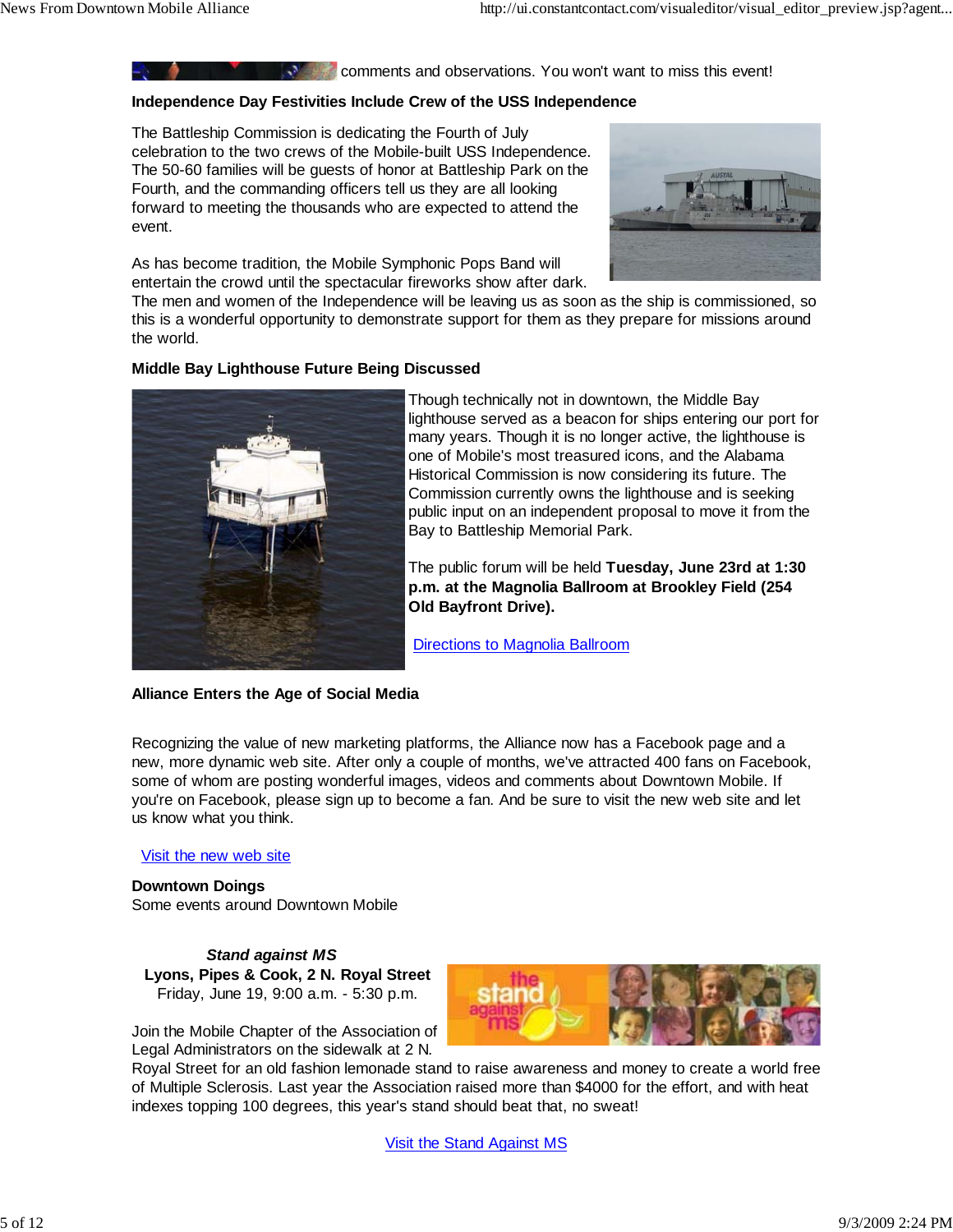comments and observations. You won't want to miss this event!

**Independence Day Festivities Include Crew of the USS Independence**

The Battleship Commission is dedicating the Fourth of July celebration to the two crews of the Mobile-built USS Independence. The 50-60 families will be guests of honor at Battleship Park on the Fourth, and the commanding officers tell us they are all looking forward to meeting the thousands who are expected to attend the event.

As has become tradition, the Mobile Symphonic Pops Band will entertain the crowd until the spectacular fireworks show after dark. The men and women of the Independence will be leaving us as soon as the ship is commissioned, so this is a wonderful opportunity to demonstrate support for them as they prepare for missions around the world.

**Middle Bay Lighthouse Future Being Discussed**

Though technically not in downtown, the Middle Bay lighthouse served as a beacon for ships entering our port for many years. Though it is no longer active, the lighthouse is one of Mobile's most treasured icons, and the Alabama Historical Commission is now considering its future. The Commission currently owns the lighthouse and is seeking public input on an independent proposal to move it from the Bay to Battleship Memorial Park.

The public forum will be held **Tuesday, June 23rd at 1:30 p.m. at the Magnolia Ballroom at Brookley Field (254 Old Bayfront Drive).**

Directions to Magnolia Ballroom

**Alliance Enters the Age of Social Media**

Recognizing the value of new marketing platforms, the Alliance now has a Facebook page and a new, more dynamic web site. After only a couple of months, we've attracted 400 fans on Facebook, some of whom are posting wonderful images, videos and comments about Downtown Mobile. If you're on Facebook, please sign up to become a fan. And be sure to visit the new web site and let us know what you think.

Visit the new web site

**Downtown Doings**
Some events around Downtown Mobile

***Stand against MS***
**Lyons, Pipes & Cook, 2 N. Royal Street**
Friday, June 19, 9:00 a.m. - 5:30 p.m.

Join the Mobile Chapter of the Association of Legal Administrators on the sidewalk at 2 N. Royal Street for an old fashion lemonade stand to raise awareness and money to create a world free of Multiple Sclerosis. Last year the Association raised more than $4000 for the effort, and with heat indexes topping 100 degrees, this year's stand should beat that, no sweat!

Visit the Stand Against MS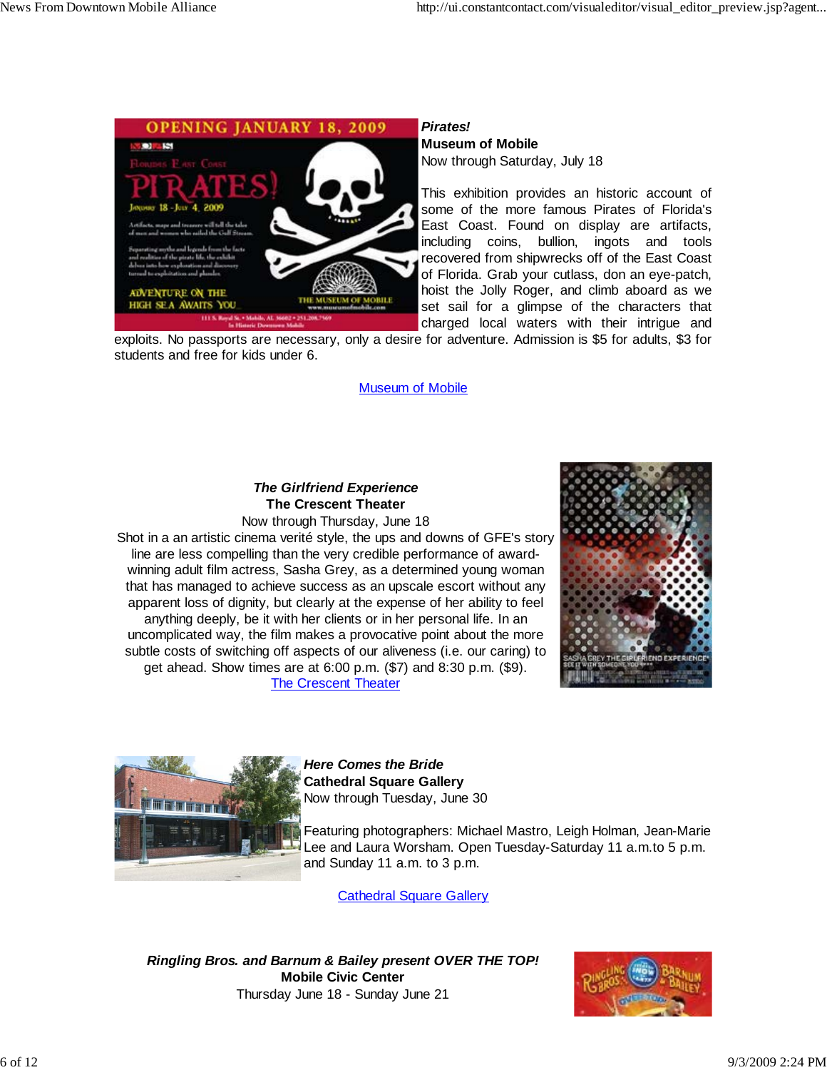***Pirates!***
**Museum of Mobile**
Now through Saturday, July 18

This exhibition provides an historic account of some of the more famous Pirates of Florida's East Coast. Found on display are artifacts, including coins, bullion, ingots and tools recovered from shipwrecks off of the East Coast of Florida. Grab your cutlass, don an eye-patch, hoist the Jolly Roger, and climb aboard as we set sail for a glimpse of the characters that charged local waters with their intrigue and exploits. No passports are necessary, only a desire for adventure. Admission is $5 for adults, $3 for students and free for kids under 6.

Museum of Mobile

***The Girlfriend Experience***
**The Crescent Theater**
Now through Thursday, June 18

Shot in a an artistic cinema verité style, the ups and downs of GFE's story line are less compelling than the very credible performance of award-winning adult film actress, Sasha Grey, as a determined young woman that has managed to achieve success as an upscale escort without any apparent loss of dignity, but clearly at the expense of her ability to feel anything deeply, be it with her clients or in her personal life. In an uncomplicated way, the film makes a provocative point about the more subtle costs of switching off aspects of our aliveness (i.e. our caring) to get ahead. Show times are at 6:00 p.m. ($7) and 8:30 p.m. ($9).

The Crescent Theater

***Here Comes the Bride***
**Cathedral Square Gallery**
Now through Tuesday, June 30

Featuring photographers: Michael Mastro, Leigh Holman, Jean-Marie Lee and Laura Worsham. Open Tuesday-Saturday 11 a.m.to 5 p.m. and Sunday 11 a.m. to 3 p.m.

Cathedral Square Gallery

***Ringling Bros. and Barnum & Bailey present OVER THE TOP!***
**Mobile Civic Center**
Thursday June 18 - Sunday June 21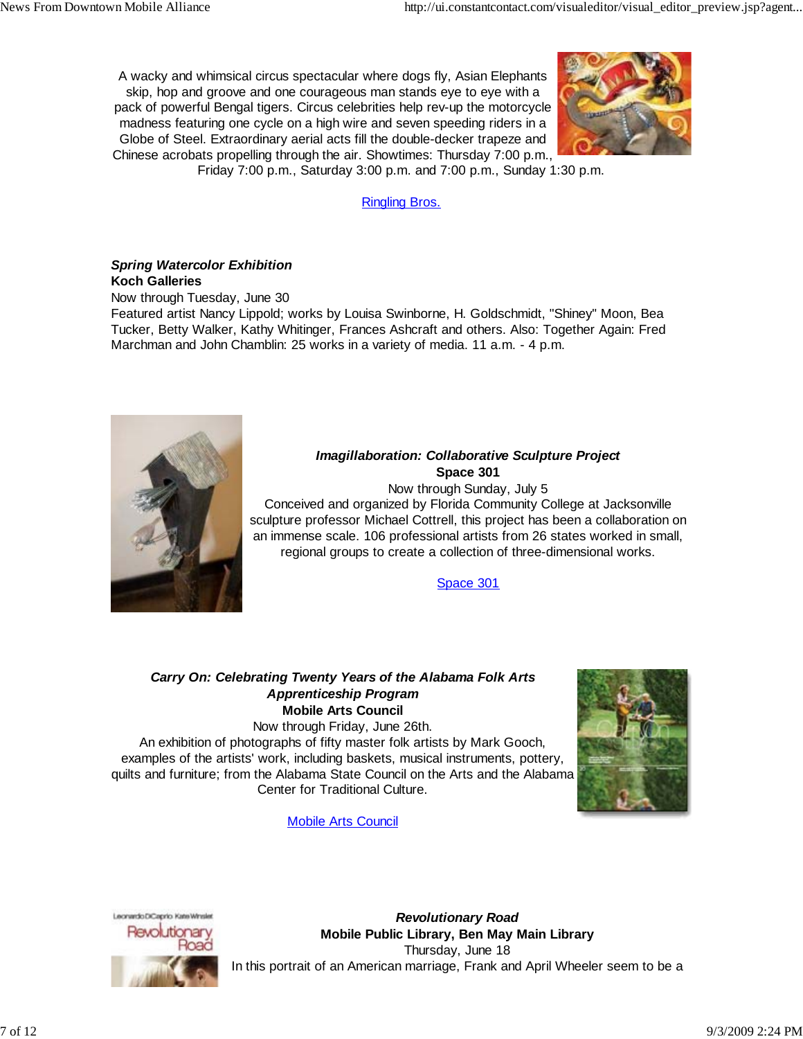A wacky and whimsical circus spectacular where dogs fly, Asian Elephants skip, hop and groove and one courageous man stands eye to eye with a pack of powerful Bengal tigers. Circus celebrities help rev-up the motorcycle madness featuring one cycle on a high wire and seven speeding riders in a Globe of Steel. Extraordinary aerial acts fill the double-decker trapeze and Chinese acrobats propelling through the air. Showtimes: Thursday 7:00 p.m., Friday 7:00 p.m., Saturday 3:00 p.m. and 7:00 p.m., Sunday 1:30 p.m.

Ringling Bros.

***Spring Watercolor Exhibition***
**Koch Galleries**
Now through Tuesday, June 30
Featured artist Nancy Lippold; works by Louisa Swinborne, H. Goldschmidt, "Shiney" Moon, Bea Tucker, Betty Walker, Kathy Whitinger, Frances Ashcraft and others. Also: Together Again: Fred Marchman and John Chamblin: 25 works in a variety of media. 11 a.m. - 4 p.m.

***Imagillaboration: Collaborative Sculpture Project***
**Space 301**
Now through Sunday, July 5
Conceived and organized by Florida Community College at Jacksonville sculpture professor Michael Cottrell, this project has been a collaboration on an immense scale. 106 professional artists from 26 states worked in small, regional groups to create a collection of three-dimensional works.

Space 301

***Carry On: Celebrating Twenty Years of the Alabama Folk Arts Apprenticeship Program***
**Mobile Arts Council**
Now through Friday, June 26th.
An exhibition of photographs of fifty master folk artists by Mark Gooch, examples of the artists' work, including baskets, musical instruments, pottery, quilts and furniture; from the Alabama State Council on the Arts and the Alabama Center for Traditional Culture.

Mobile Arts Council

***Revolutionary Road***
**Mobile Public Library, Ben May Main Library**
Thursday, June 18
In this portrait of an American marriage, Frank and April Wheeler seem to be a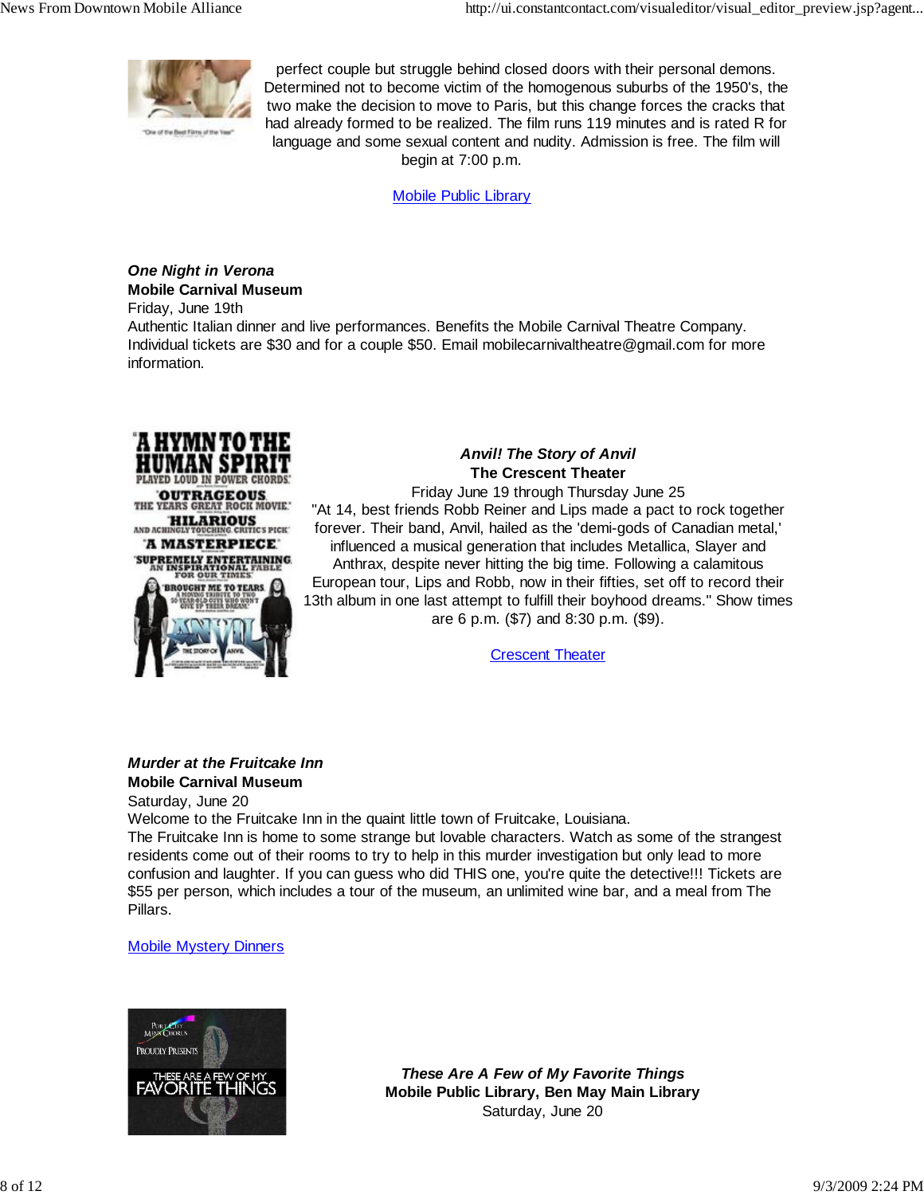perfect couple but struggle behind closed doors with their personal demons. Determined not to become victim of the homogenous suburbs of the 1950's, the two make the decision to move to Paris, but this change forces the cracks that had already formed to be realized. The film runs 119 minutes and is rated R for language and some sexual content and nudity. Admission is free. The film will begin at 7:00 p.m.

Mobile Public Library

***One Night in Verona***
**Mobile Carnival Museum**
Friday, June 19th
Authentic Italian dinner and live performances. Benefits the Mobile Carnival Theatre Company. Individual tickets are $30 and for a couple $50. Email mobilecarnivaltheatre@gmail.com for more information.

***Anvil! The Story of Anvil***
**The Crescent Theater**
Friday June 19 through Thursday June 25
"At 14, best friends Robb Reiner and Lips made a pact to rock together forever. Their band, Anvil, hailed as the 'demi-gods of Canadian metal,' influenced a musical generation that includes Metallica, Slayer and Anthrax, despite never hitting the big time. Following a calamitous European tour, Lips and Robb, now in their fifties, set off to record their 13th album in one last attempt to fulfill their boyhood dreams." Show times are 6 p.m. ($7) and 8:30 p.m. ($9).

Crescent Theater

***Murder at the Fruitcake Inn***
**Mobile Carnival Museum**
Saturday, June 20
Welcome to the Fruitcake Inn in the quaint little town of Fruitcake, Louisiana.
The Fruitcake Inn is home to some strange but lovable characters. Watch as some of the strangest residents come out of their rooms to try to help in this murder investigation but only lead to more confusion and laughter. If you can guess who did THIS one, you're quite the detective!!! Tickets are $55 per person, which includes a tour of the museum, an unlimited wine bar, and a meal from The Pillars.

Mobile Mystery Dinners

***These Are A Few of My Favorite Things***
**Mobile Public Library, Ben May Main Library**
Saturday, June 20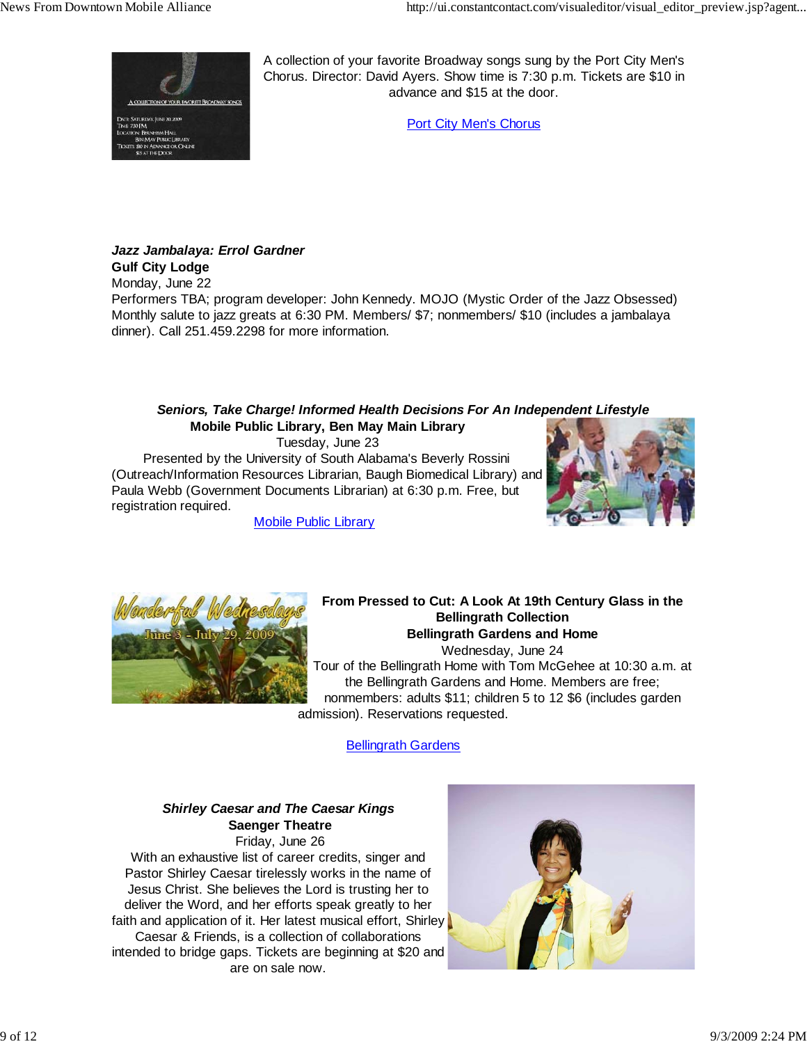A collection of your favorite Broadway songs sung by the Port City Men's Chorus. Director: David Ayers. Show time is 7:30 p.m. Tickets are $10 in advance and $15 at the door.

Port City Men's Chorus

***Jazz Jambalaya: Errol Gardner***
**Gulf City Lodge**
Monday, June 22
Performers TBA; program developer: John Kennedy. MOJO (Mystic Order of the Jazz Obsessed) Monthly salute to jazz greats at 6:30 PM. Members/ $7; nonmembers/ $10 (includes a jambalaya dinner). Call 251.459.2298 for more information.

***Seniors, Take Charge! Informed Health Decisions For An Independent Lifestyle***
**Mobile Public Library, Ben May Main Library**
Tuesday, June 23
Presented by the University of South Alabama's Beverly Rossini (Outreach/Information Resources Librarian, Baugh Biomedical Library) and Paula Webb (Government Documents Librarian) at 6:30 p.m. Free, but registration required.

Mobile Public Library

**From Pressed to Cut: A Look At 19th Century Glass in the Bellingrath Collection**
**Bellingrath Gardens and Home**
Wednesday, June 24
Tour of the Bellingrath Home with Tom McGehee at 10:30 a.m. at the Bellingrath Gardens and Home. Members are free; nonmembers: adults $11; children 5 to 12 $6 (includes garden admission). Reservations requested.

Bellingrath Gardens

***Shirley Caesar and The Caesar Kings***
**Saenger Theatre**
Friday, June 26
With an exhaustive list of career credits, singer and Pastor Shirley Caesar tirelessly works in the name of Jesus Christ. She believes the Lord is trusting her to deliver the Word, and her efforts speak greatly to her faith and application of it. Her latest musical effort, Shirley Caesar & Friends, is a collection of collaborations intended to bridge gaps. Tickets are beginning at $20 and are on sale now.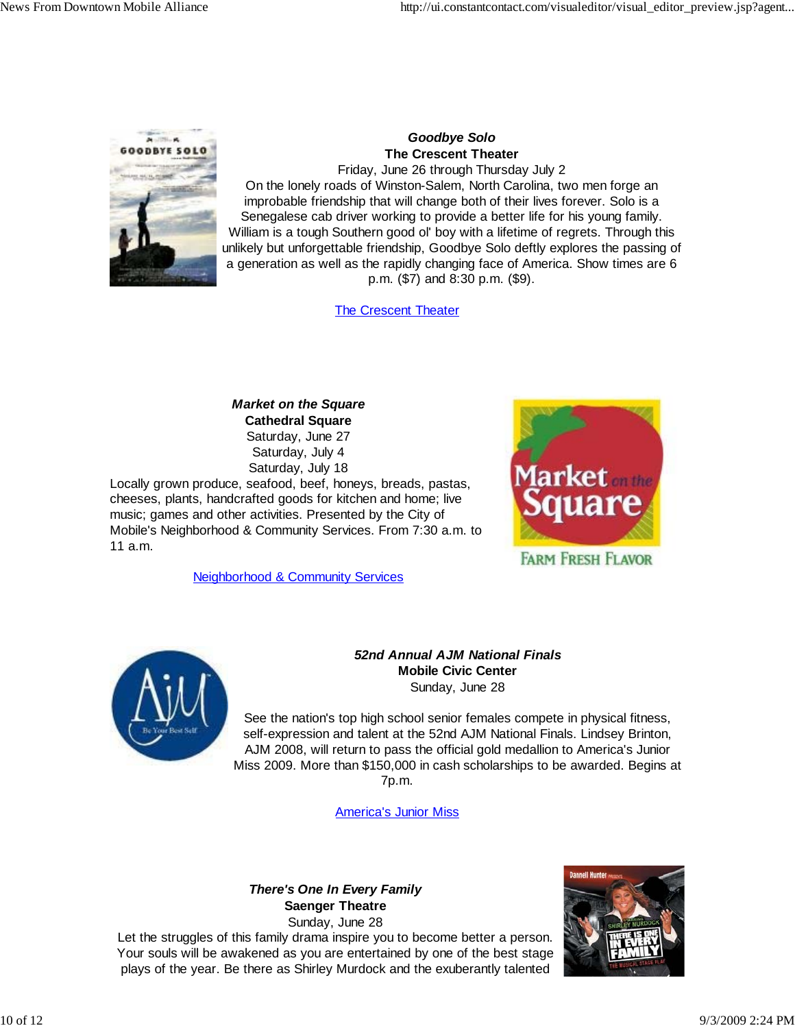***Goodbye Solo***
**The Crescent Theater**
Friday, June 26 through Thursday July 2
On the lonely roads of Winston-Salem, North Carolina, two men forge an improbable friendship that will change both of their lives forever. Solo is a Senegalese cab driver working to provide a better life for his young family. William is a tough Southern good ol' boy with a lifetime of regrets. Through this unlikely but unforgettable friendship, Goodbye Solo deftly explores the passing of a generation as well as the rapidly changing face of America. Show times are 6 p.m. ($7) and 8:30 p.m. ($9).

The Crescent Theater

***Market on the Square***
**Cathedral Square**
Saturday, June 27
Saturday, July 4
Saturday, July 18
Locally grown produce, seafood, beef, honeys, breads, pastas, cheeses, plants, handcrafted goods for kitchen and home; live music; games and other activities. Presented by the City of Mobile's Neighborhood & Community Services. From 7:30 a.m. to 11 a.m.

Neighborhood & Community Services

***52nd Annual AJM National Finals***
**Mobile Civic Center**
Sunday, June 28

See the nation's top high school senior females compete in physical fitness, self-expression and talent at the 52nd AJM National Finals. Lindsey Brinton, AJM 2008, will return to pass the official gold medallion to America's Junior Miss 2009. More than $150,000 in cash scholarships to be awarded. Begins at 7p.m.

America's Junior Miss

***There's One In Every Family***
**Saenger Theatre**
Sunday, June 28
Let the struggles of this family drama inspire you to become better a person. Your souls will be awakened as you are entertained by one of the best stage plays of the year. Be there as Shirley Murdock and the exuberantly talented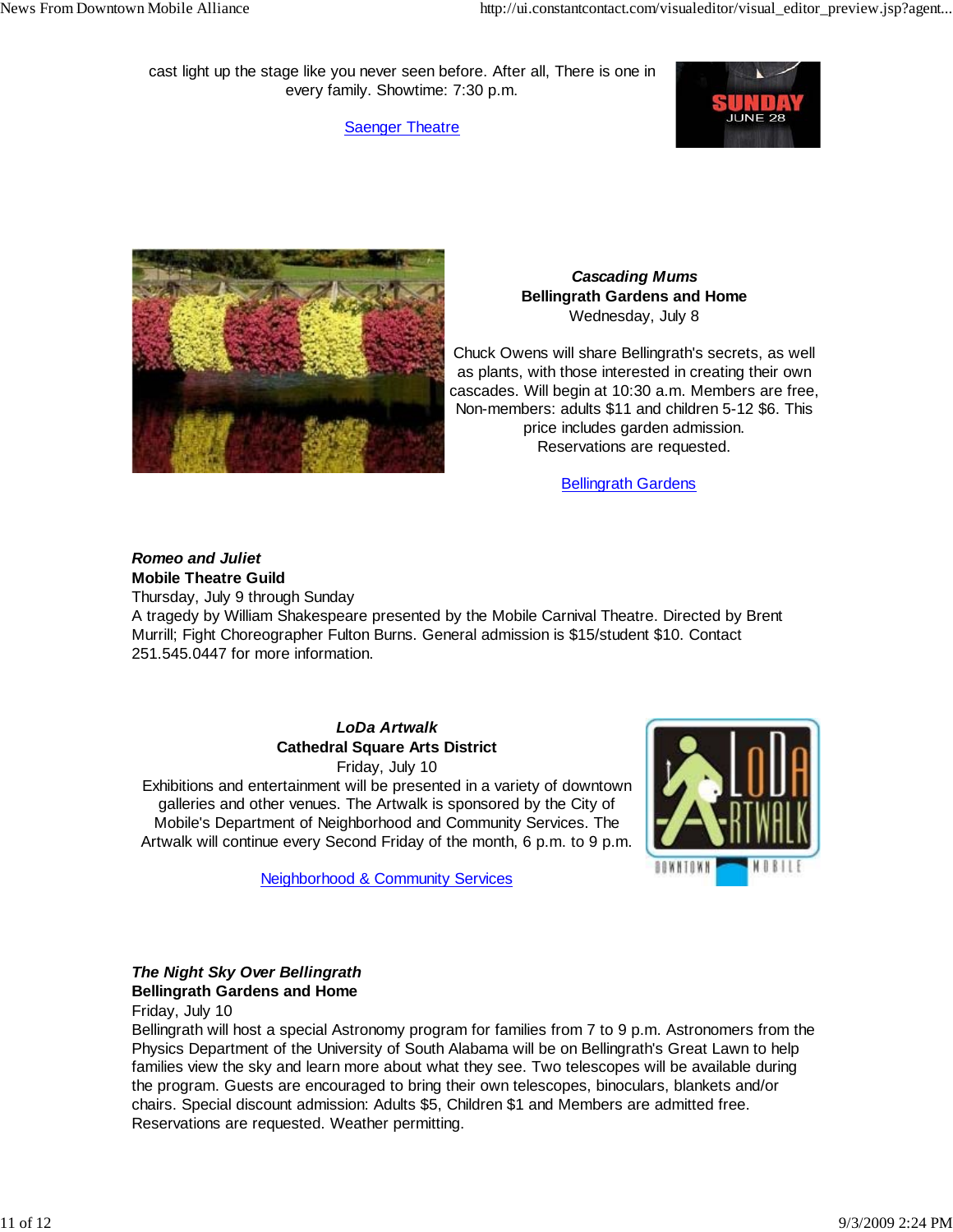cast light up the stage like you never seen before. After all, There is one in every family. Showtime: 7:30 p.m.

[Saenger Theatre]

SUNDAY
JUNE 28

***Cascading Mums***
**Bellingrath Gardens and Home**
Wednesday, July 8

Chuck Owens will share Bellingrath's secrets, as well as plants, with those interested in creating their own cascades. Will begin at 10:30 a.m. Members are free, Non-members: adults $11 and children 5-12 $6. This price includes garden admission.
Reservations are requested.

[Bellingrath Gardens]

***Romeo and Juliet***
**Mobile Theatre Guild**
Thursday, July 9 through Sunday
A tragedy by William Shakespeare presented by the Mobile Carnival Theatre. Directed by Brent Murrill; Fight Choreographer Fulton Burns. General admission is $15/student $10. Contact 251.545.0447 for more information.

***LoDa Artwalk***
**Cathedral Square Arts District**
Friday, July 10
Exhibitions and entertainment will be presented in a variety of downtown galleries and other venues. The Artwalk is sponsored by the City of Mobile's Department of Neighborhood and Community Services. The Artwalk will continue every Second Friday of the month, 6 p.m. to 9 p.m.

[Neighborhood & Community Services]

***The Night Sky Over Bellingrath***
**Bellingrath Gardens and Home**
Friday, July 10
Bellingrath will host a special Astronomy program for families from 7 to 9 p.m. Astronomers from the Physics Department of the University of South Alabama will be on Bellingrath's Great Lawn to help families view the sky and learn more about what they see. Two telescopes will be available during the program. Guests are encouraged to bring their own telescopes, binoculars, blankets and/or chairs. Special discount admission: Adults $5, Children $1 and Members are admitted free. Reservations are requested. Weather permitting.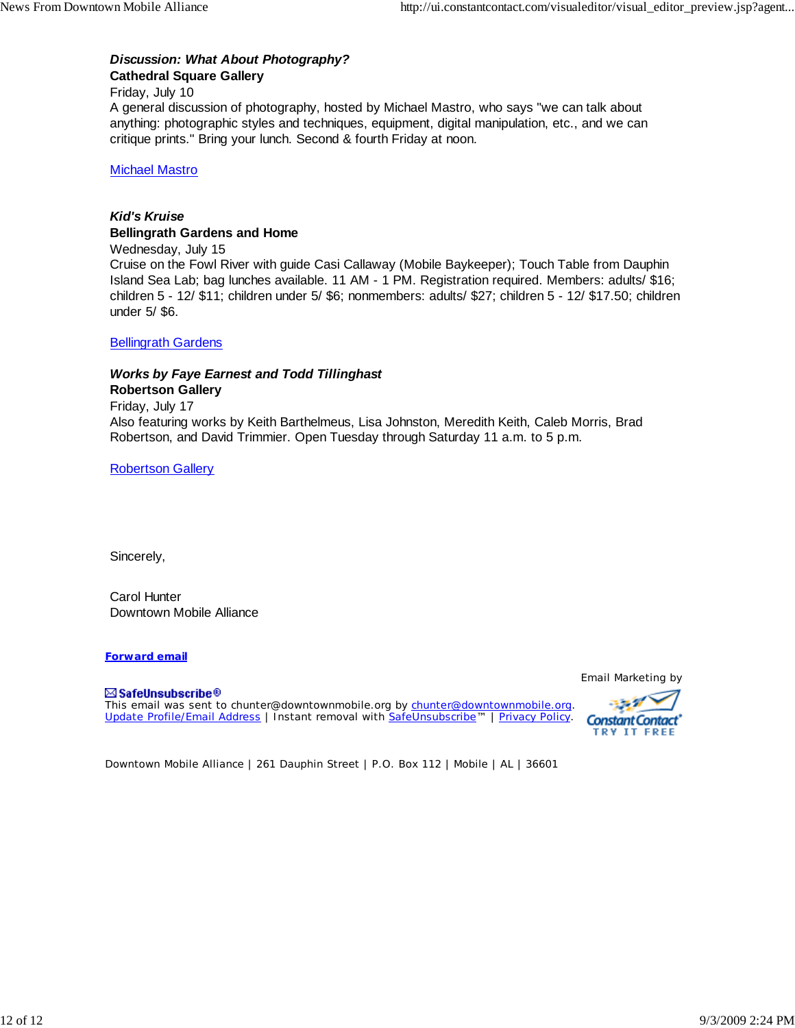***Discussion: What About Photography?***
**Cathedral Square Gallery**
Friday, July 10
A general discussion of photography, hosted by Michael Mastro, who says "we can talk about anything: photographic styles and techniques, equipment, digital manipulation, etc., and we can critique prints." Bring your lunch. Second & fourth Friday at noon.

Michael Mastro

***Kid's Kruise***
**Bellingrath Gardens and Home**
Wednesday, July 15
Cruise on the Fowl River with guide Casi Callaway (Mobile Baykeeper); Touch Table from Dauphin Island Sea Lab; bag lunches available. 11 AM - 1 PM. Registration required. Members: adults/ $16; children 5 - 12/ $11; children under 5/ $6; nonmembers: adults/ $27; children 5 - 12/ $17.50; children under 5/ $6.

Bellingrath Gardens

***Works by Faye Earnest and Todd Tillinghast***
**Robertson Gallery**
Friday, July 17
Also featuring works by Keith Barthelmeus, Lisa Johnston, Meredith Keith, Caleb Morris, Brad Robertson, and David Trimmier. Open Tuesday through Saturday 11 a.m. to 5 p.m.

Robertson Gallery

Sincerely,

Carol Hunter
Downtown Mobile Alliance

**Forward email**

Email Marketing by Constant Contact TRY IT FREE

SafeUnsubscribe®
This email was sent to chunter@downtownmobile.org by chunter@downtownmobile.org.
Update Profile/Email Address | Instant removal with SafeUnsubscribe™ | Privacy Policy.

Downtown Mobile Alliance | 261 Dauphin Street | P.O. Box 112 | Mobile | AL | 36601